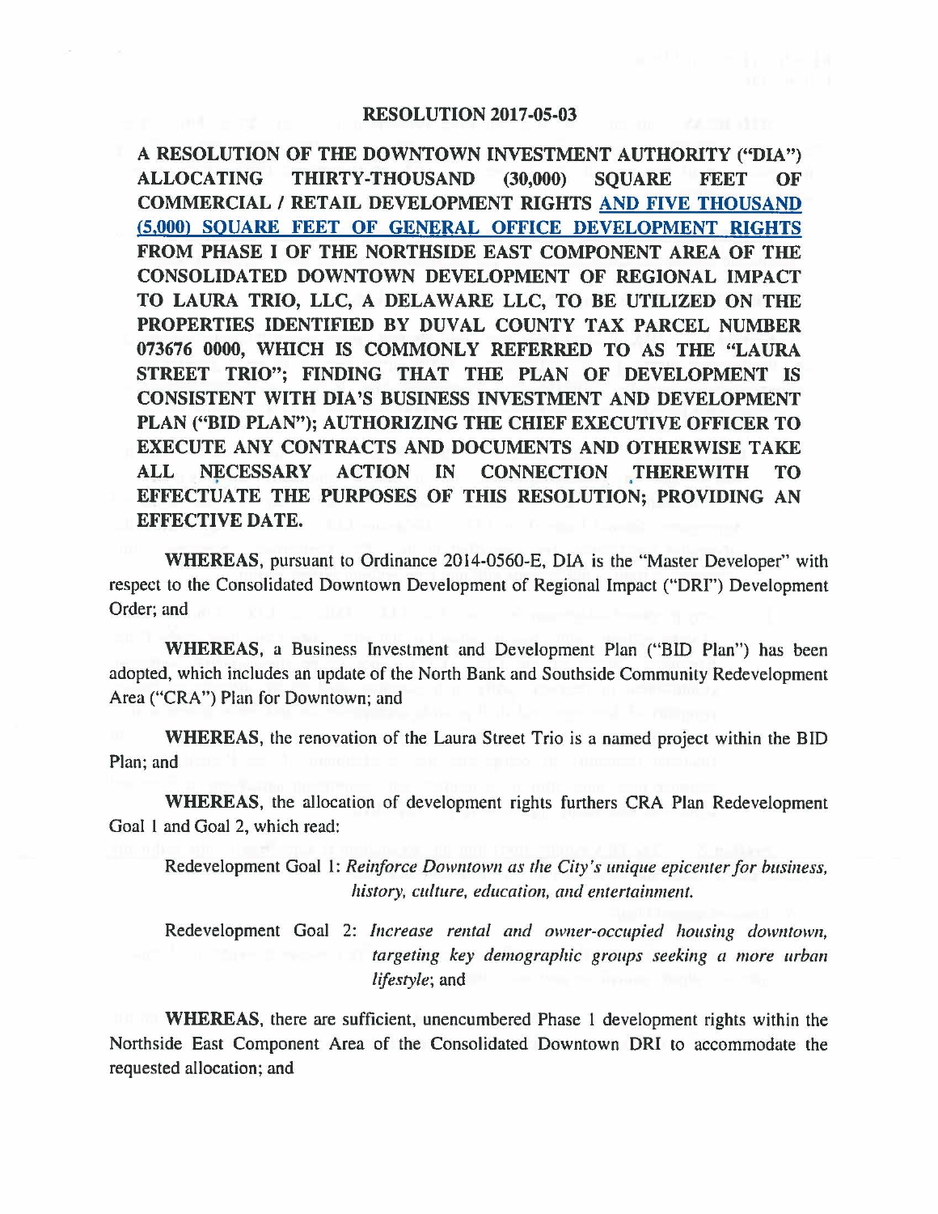# RESOLUTION 2017-05-03

**A RESOLUTION OF THE DOWNTOWN INVESTMENT AUTHORITY ("DIA") ALLOCATING THIRTY-THOUSAND (30,000) SQUARE FEET OF COMMERCIAL / RETAIL DEVELOPMENT RIGHTS AND FIVE THOUSAND (5,000) SQUARE FEET OF GENERAL OFFICE DEVELOPMENT RIGHTS FROM PHASE I OF THE NORTHSIDE EAST COMPONENT AREA OF THE CONSOLIDATED DOWNTOWN DEVELOPMENT OF REGIONAL IMPACT TO LAURA TRIO, LLC, A DELAWARE LLC, TO BE UTILIZED ON THE PROPERTIES IDENTIFIED BY DUVAL COUNTY TAX PARCEL NUMBER 073676 0000, WHICH IS COMMONLY REFERRED TO AS THE "LAURA STREET TRIO"; FINDING THAT THE PLAN OF DEVELOPMENT IS CONSISTENT WITH DIA'S BUSINESS INVESTMENT AND DEVELOPMENT PLAN ("BID PLAN"); AUTHORIZING THE CHIEF EXECUTIVE OFFICER TO EXECUTE ANY CONTRACTS AND DOCUMENTS AND OTHERWISE TAKE ALL NECESSARY ACTION IN CONNECTION THEREWITH TO EFFECTUATE THE PURPOSES OF THIS RESOLUTION; PROVIDING AN EFFECTIVE DATE.**

**WHEREAS**, pursuant to Ordinance 2014-0560-E, DIA is the "Master Developer" with respect to the Consolidated Downtown Development of Regional Impact ("DRI") Development Order; and

**WHEREAS**, a Business Investment and Development Plan ("BID Plan") has been adopted, which includes an update of the North Bank and Southside Community Redevelopment Area ("CRA") Plan for Downtown; and

**WHEREAS**, the renovation of the Laura Street Trio is a named project within the BID Plan; and

**WHEREAS**, the allocation of development rights furthers CRA Plan Redevelopment Goal 1 and Goal 2, which read:

Redevelopment Goal 1: *Reinforce Downtown as the City's unique epicenter for business, history, culture, education, and entertainment.*

Redevelopment Goal 2: *Increase rental and owner-occupied housing downtown, targeting key demographic groups seeking a more urban lifestyle*; and

**WHEREAS**, there are sufficient, unencumbered Phase 1 development rights within the Northside East Component Area of the Consolidated Downtown DRI to accommodate the requested allocation; and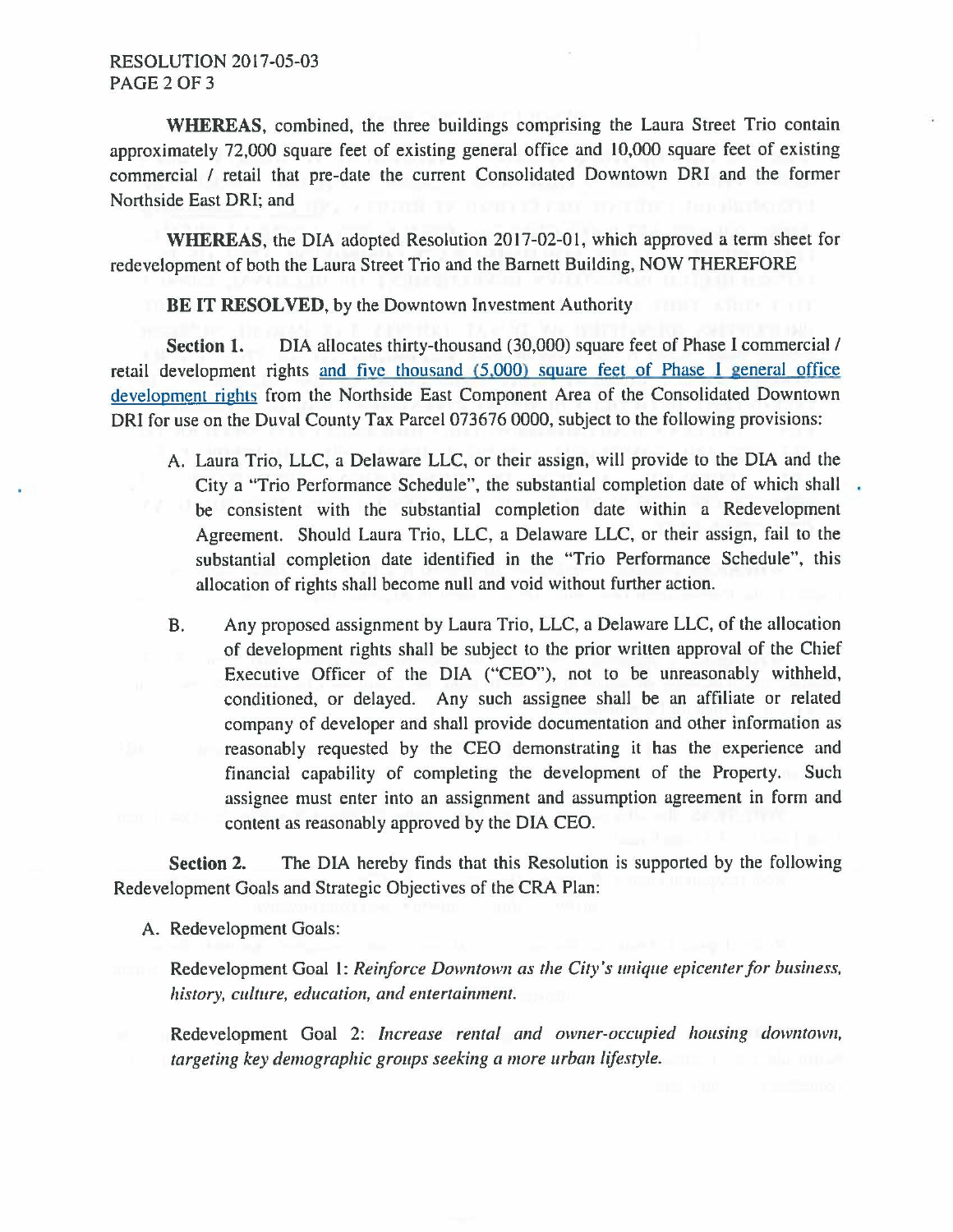**WHEREAS**, combined, the three buildings comprising the Laura Street Trio contain approximately 72,000 square feet of existing general office and 10,000 square feet of existing commercial / retail that pre-date the current Consolidated Downtown DRI and the former Northside East DRI; and

**WHEREAS**, the DIA adopted Resolution 2017-02-01, which approved a term sheet for redevelopment of both the Laura Street Trio and the Barnett Building, NOW THEREFORE

**BE IT RESOLVED**, by the Downtown Investment Authority

**Section 1.** DIA allocates thirty-thousand (30,000) square feet of Phase I commercial / retail development rights and five thousand (5,000) square feet of Phase I general office development rights from the Northside East Component Area of the Consolidated Downtown DRI for use on the Duval County Tax Parcel 073676 0000, subject to the following provisions:

A. Laura Trio, LLC, a Delaware LLC, or their assign, will provide to the DIA and the City a "Trio Performance Schedule", the substantial completion date of which shall be consistent with the substantial completion date within a Redevelopment Agreement. Should Laura Trio, LLC, a Delaware LLC, or their assign, fail to the substantial completion date identified in the "Trio Performance Schedule", this allocation of rights shall become null and void without further action.

B. Any proposed assignment by Laura Trio, LLC, a Delaware LLC, of the allocation of development rights shall be subject to the prior written approval of the Chief Executive Officer of the DIA ("CEO"), not to be unreasonably withheld, conditioned, or delayed. Any such assignee shall be an affiliate or related company of developer and shall provide documentation and other information as reasonably requested by the CEO demonstrating it has the experience and financial capability of completing the development of the Property. Such assignee must enter into an assignment and assumption agreement in form and content as reasonably approved by the DIA CEO.

**Section 2.** The DIA hereby finds that this Resolution is supported by the following Redevelopment Goals and Strategic Objectives of the CRA Plan:

A. Redevelopment Goals:

Redevelopment Goal 1: *Reinforce Downtown as the City's unique epicenter for business, history, culture, education, and entertainment.*

Redevelopment Goal 2: *Increase rental and owner-occupied housing downtown, targeting key demographic groups seeking a more urban lifestyle.*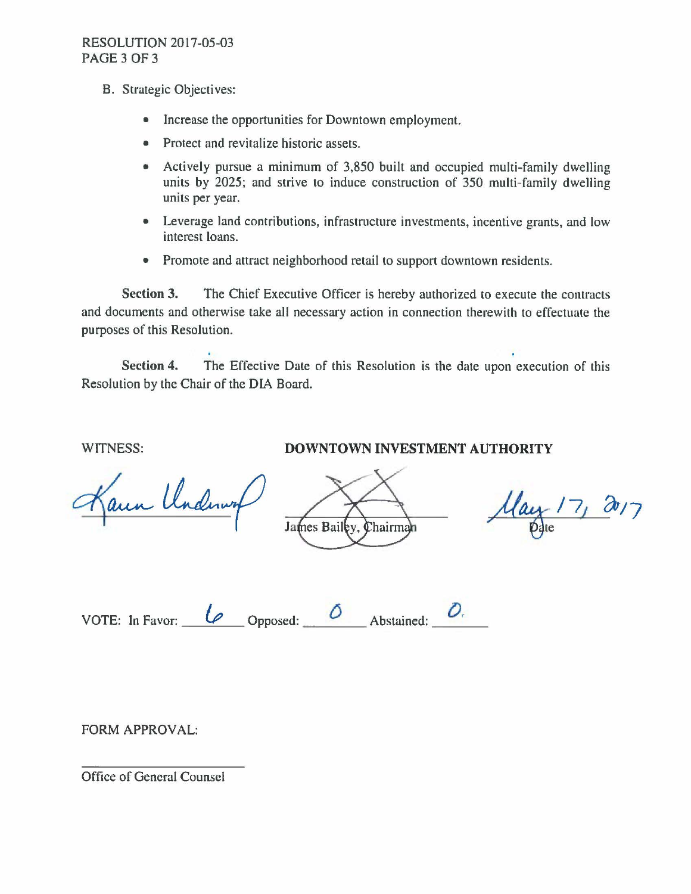B. Strategic Objectives:

- Increase the opportunities for Downtown employment.
- Protect and revitalize historic assets.
- Actively pursue a minimum of 3,850 built and occupied multi-family dwelling units by 2025; and strive to induce construction of 350 multi-family dwelling units per year.
- Leverage land contributions, infrastructure investments, incentive grants, and low interest loans.
- Promote and attract neighborhood retail to support downtown residents.

**Section 3.** The Chief Executive Officer is hereby authorized to execute the contracts and documents and otherwise take all necessary action in connection therewith to effectuate the purposes of this Resolution.

**Section 4.** The Effective Date of this Resolution is the date upon execution of this Resolution by the Chair of the DIA Board.

WITNESS: **DOWNTOWN INVESTMENT AUTHORITY**

Karen Underwood

James Bailey, Chairman

May 17, 2017
Date

VOTE: In Favor: 6 Opposed: 0 Abstained: 0

FORM APPROVAL:

Office of General Counsel